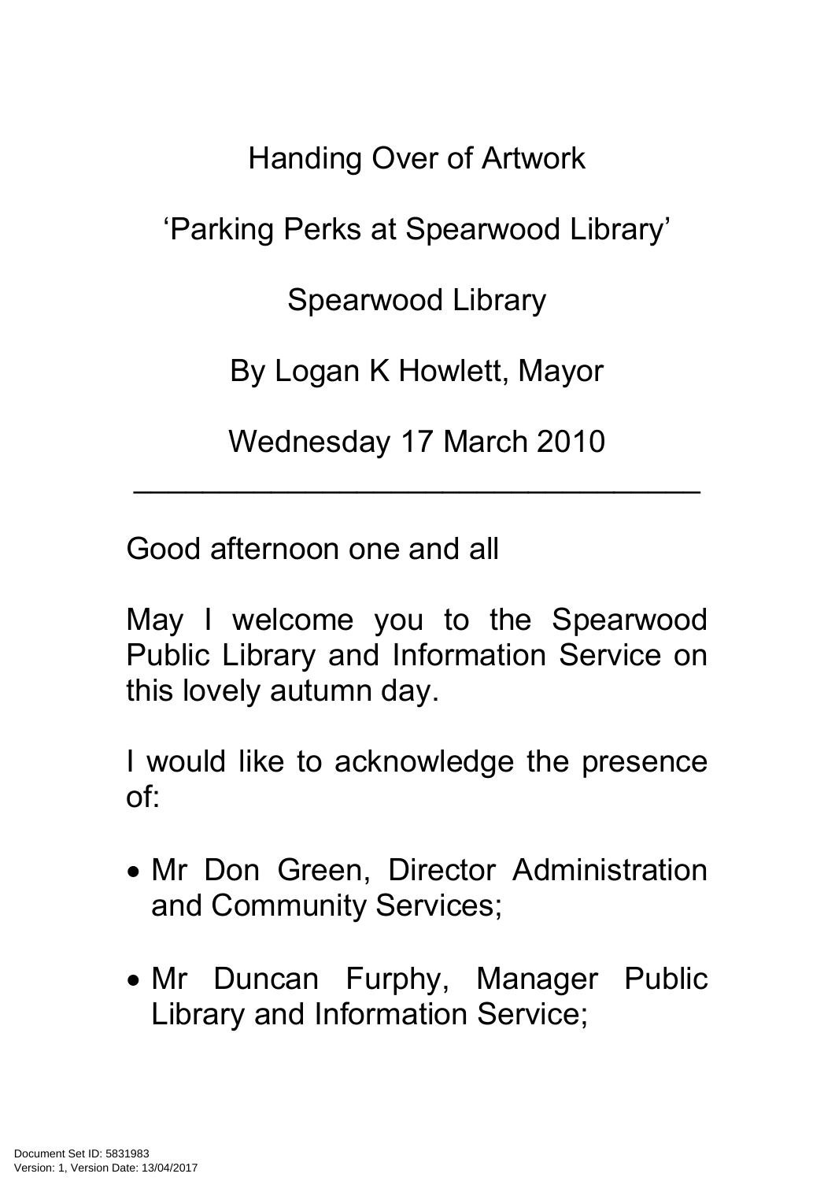# Handing Over of Artwork

## 'Parking Perks at Spearwood Library'

## Spearwood Library

## By Logan K Howlett, Mayor

## Wednesday 17 March 2010

---

Good afternoon one and all

May I welcome you to the Spearwood Public Library and Information Service on this lovely autumn day.

I would like to acknowledge the presence of:

- Mr Don Green, Director Administration and Community Services;
- Mr Duncan Furphy, Manager Public Library and Information Service;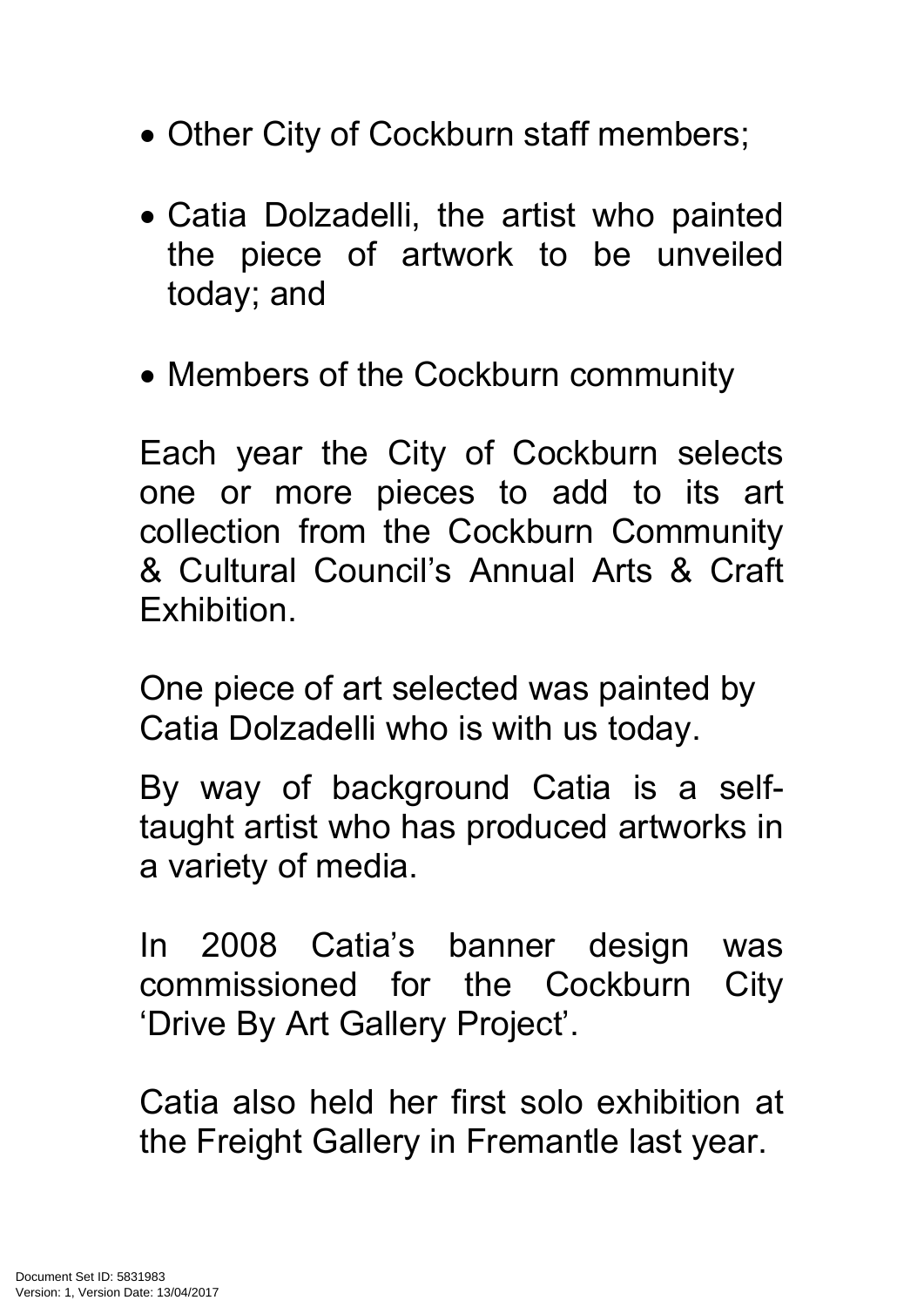- Other City of Cockburn staff members;

- Catia Dolzadelli, the artist who painted the piece of artwork to be unveiled today; and

- Members of the Cockburn community

Each year the City of Cockburn selects one or more pieces to add to its art collection from the Cockburn Community & Cultural Council's Annual Arts & Craft Exhibition.

One piece of art selected was painted by Catia Dolzadelli who is with us today.

By way of background Catia is a self-taught artist who has produced artworks in a variety of media.

In 2008 Catia's banner design was commissioned for the Cockburn City 'Drive By Art Gallery Project'.

Catia also held her first solo exhibition at the Freight Gallery in Fremantle last year.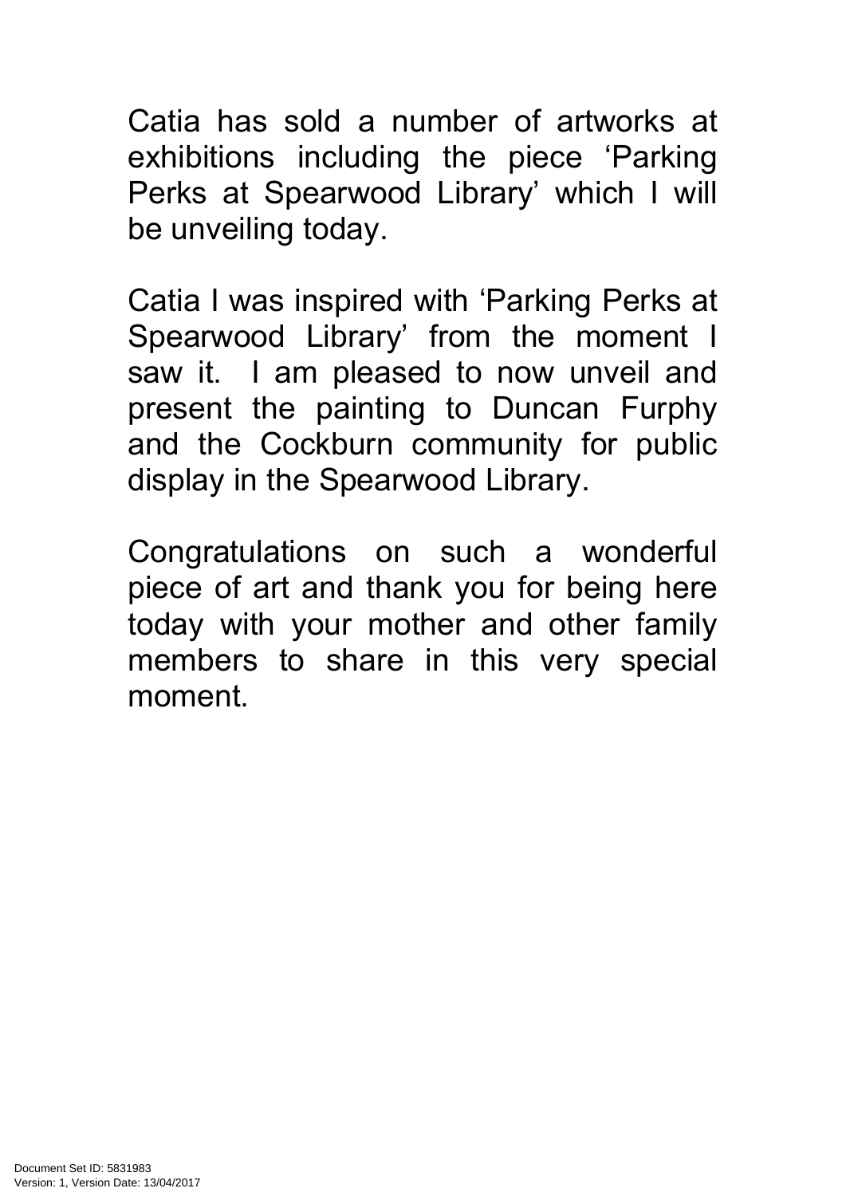Catia has sold a number of artworks at exhibitions including the piece 'Parking Perks at Spearwood Library' which I will be unveiling today.

Catia I was inspired with 'Parking Perks at Spearwood Library' from the moment I saw it. I am pleased to now unveil and present the painting to Duncan Furphy and the Cockburn community for public display in the Spearwood Library.

Congratulations on such a wonderful piece of art and thank you for being here today with your mother and other family members to share in this very special moment.